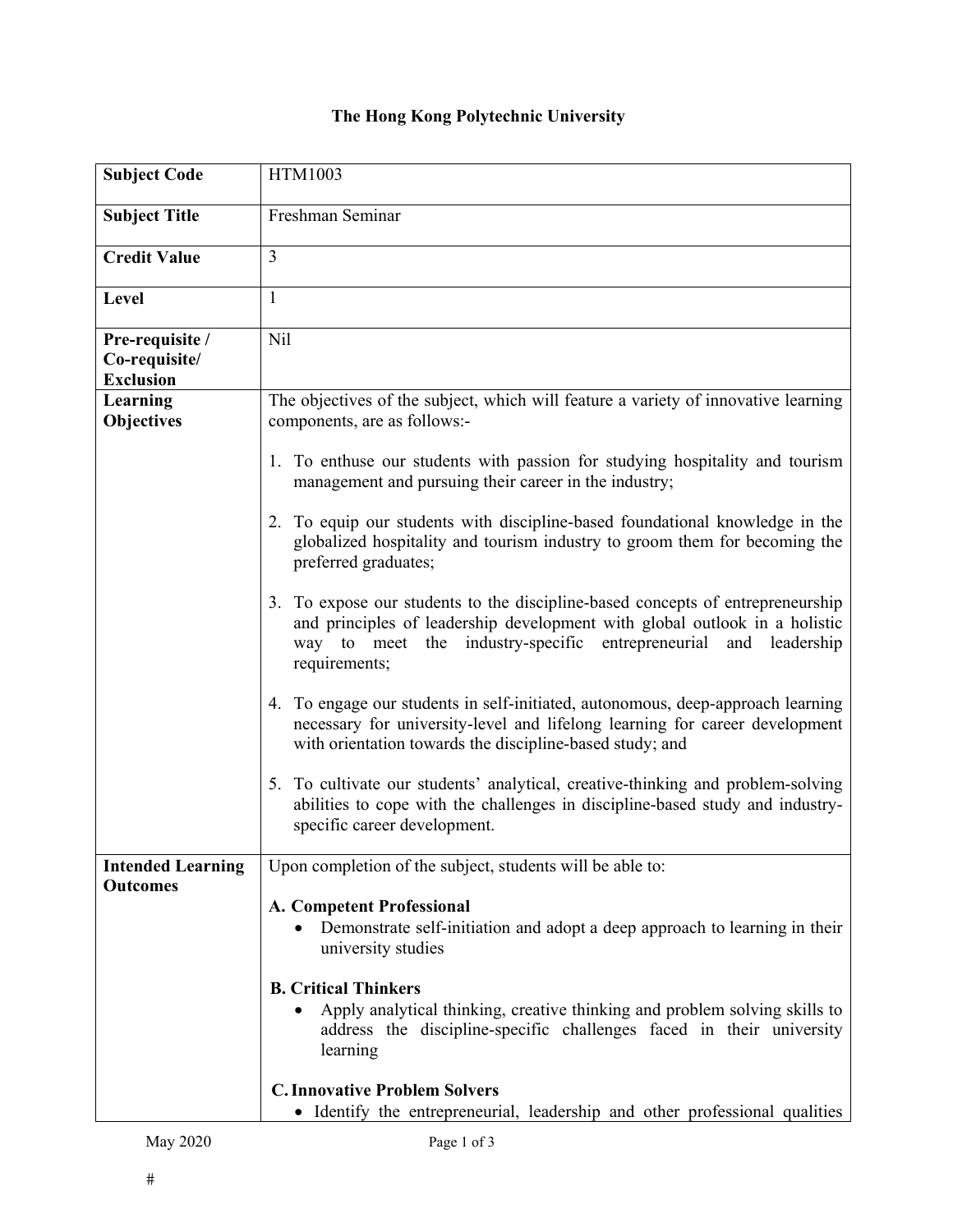# The Hong Kong Polytechnic University

| | |
|---|---|
| **Subject Code** | HTM1003 |
| **Subject Title** | Freshman Seminar |
| **Credit Value** | 3 |
| **Level** | 1 |
| **Pre-requisite / Co-requisite/ Exclusion** | Nil |
| **Learning Objectives** | The objectives of the subject, which will feature a variety of innovative learning components, are as follows:-<br><br>1. To enthuse our students with passion for studying hospitality and tourism management and pursuing their career in the industry;<br><br>2. To equip our students with discipline-based foundational knowledge in the globalized hospitality and tourism industry to groom them for becoming the preferred graduates;<br><br>3. To expose our students to the discipline-based concepts of entrepreneurship and principles of leadership development with global outlook in a holistic way to meet the industry-specific entrepreneurial and leadership requirements;<br><br>4. To engage our students in self-initiated, autonomous, deep-approach learning necessary for university-level and lifelong learning for career development with orientation towards the discipline-based study; and<br><br>5. To cultivate our students' analytical, creative-thinking and problem-solving abilities to cope with the challenges in discipline-based study and industry-specific career development. |
| **Intended Learning Outcomes** | Upon completion of the subject, students will be able to:<br><br>**A. Competent Professional**<br>• Demonstrate self-initiation and adopt a deep approach to learning in their university studies<br><br>**B. Critical Thinkers**<br>• Apply analytical thinking, creative thinking and problem solving skills to address the discipline-specific challenges faced in their university learning<br><br>**C. Innovative Problem Solvers**<br>• Identify the entrepreneurial, leadership and other professional qualities |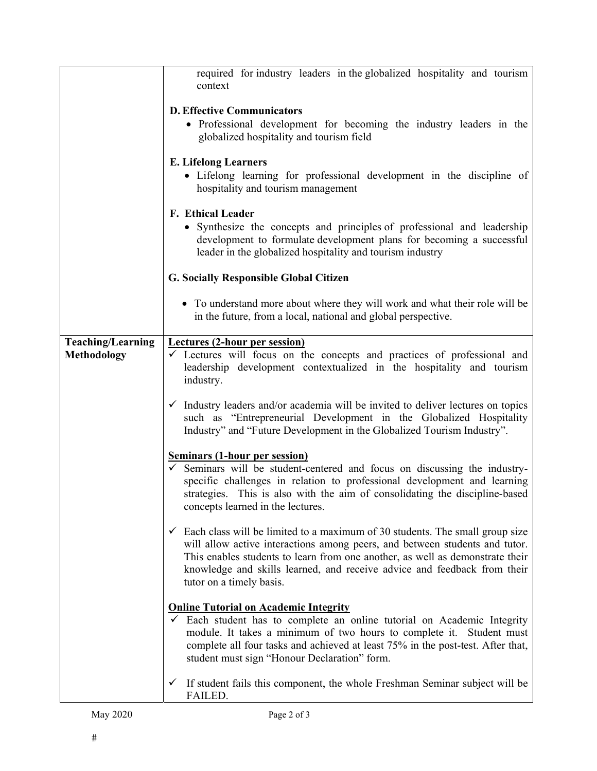| | |
|---|---|
| | required for industry leaders in the globalized hospitality and tourism context<br><br>**D. Effective Communicators**<br>• Professional development for becoming the industry leaders in the globalized hospitality and tourism field<br><br>**E. Lifelong Learners**<br>• Lifelong learning for professional development in the discipline of hospitality and tourism management<br><br>**F. Ethical Leader**<br>• Synthesize the concepts and principles of professional and leadership development to formulate development plans for becoming a successful leader in the globalized hospitality and tourism industry<br><br>**G. Socially Responsible Global Citizen**<br><br>• To understand more about where they will work and what their role will be in the future, from a local, national and global perspective. |
| **Teaching/Learning Methodology** | **<u>Lectures (2-hour per session)</u>**<br>✓ Lectures will focus on the concepts and practices of professional and leadership development contextualized in the hospitality and tourism industry.<br><br>✓ Industry leaders and/or academia will be invited to deliver lectures on topics such as "Entrepreneurial Development in the Globalized Hospitality Industry" and "Future Development in the Globalized Tourism Industry".<br><br>**<u>Seminars (1-hour per session)</u>**<br>✓ Seminars will be student-centered and focus on discussing the industry-specific challenges in relation to professional development and learning strategies. This is also with the aim of consolidating the discipline-based concepts learned in the lectures.<br><br>✓ Each class will be limited to a maximum of 30 students. The small group size will allow active interactions among peers, and between students and tutor. This enables students to learn from one another, as well as demonstrate their knowledge and skills learned, and receive advice and feedback from their tutor on a timely basis.<br><br>**<u>Online Tutorial on Academic Integrity</u>**<br>✓ Each student has to complete an online tutorial on Academic Integrity module. It takes a minimum of two hours to complete it. Student must complete all four tasks and achieved at least 75% in the post-test. After that, student must sign "Honour Declaration" form.<br><br>✓ If student fails this component, the whole Freshman Seminar subject will be FAILED. |

May 2020

#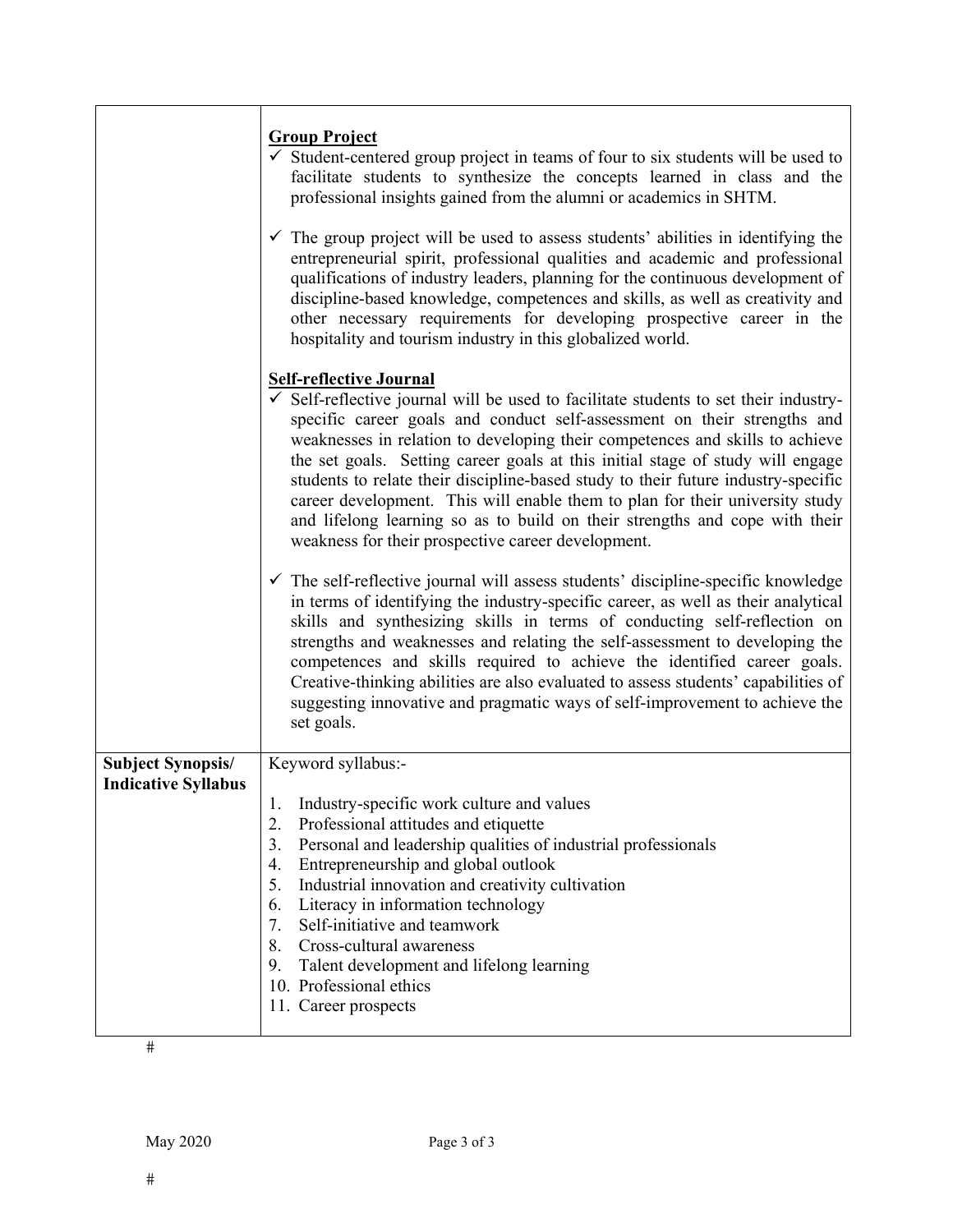| | |
|---|---|
| | **Group Project**<br>✓ Student-centered group project in teams of four to six students will be used to facilitate students to synthesize the concepts learned in class and the professional insights gained from the alumni or academics in SHTM.<br><br>✓ The group project will be used to assess students' abilities in identifying the entrepreneurial spirit, professional qualities and academic and professional qualifications of industry leaders, planning for the continuous development of discipline-based knowledge, competences and skills, as well as creativity and other necessary requirements for developing prospective career in the hospitality and tourism industry in this globalized world.<br><br>**Self-reflective Journal**<br>✓ Self-reflective journal will be used to facilitate students to set their industry-specific career goals and conduct self-assessment on their strengths and weaknesses in relation to developing their competences and skills to achieve the set goals. Setting career goals at this initial stage of study will engage students to relate their discipline-based study to their future industry-specific career development. This will enable them to plan for their university study and lifelong learning so as to build on their strengths and cope with their weakness for their prospective career development.<br><br>✓ The self-reflective journal will assess students' discipline-specific knowledge in terms of identifying the industry-specific career, as well as their analytical skills and synthesizing skills in terms of conducting self-reflection on strengths and weaknesses and relating the self-assessment to developing the competences and skills required to achieve the identified career goals. Creative-thinking abilities are also evaluated to assess students' capabilities of suggesting innovative and pragmatic ways of self-improvement to achieve the set goals. |
| **Subject Synopsis/ Indicative Syllabus** | Keyword syllabus:-<br><br>1. Industry-specific work culture and values<br>2. Professional attitudes and etiquette<br>3. Personal and leadership qualities of industrial professionals<br>4. Entrepreneurship and global outlook<br>5. Industrial innovation and creativity cultivation<br>6. Literacy in information technology<br>7. Self-initiative and teamwork<br>8. Cross-cultural awareness<br>9. Talent development and lifelong learning<br>10. Professional ethics<br>11. Career prospects |

#

May 2020

#